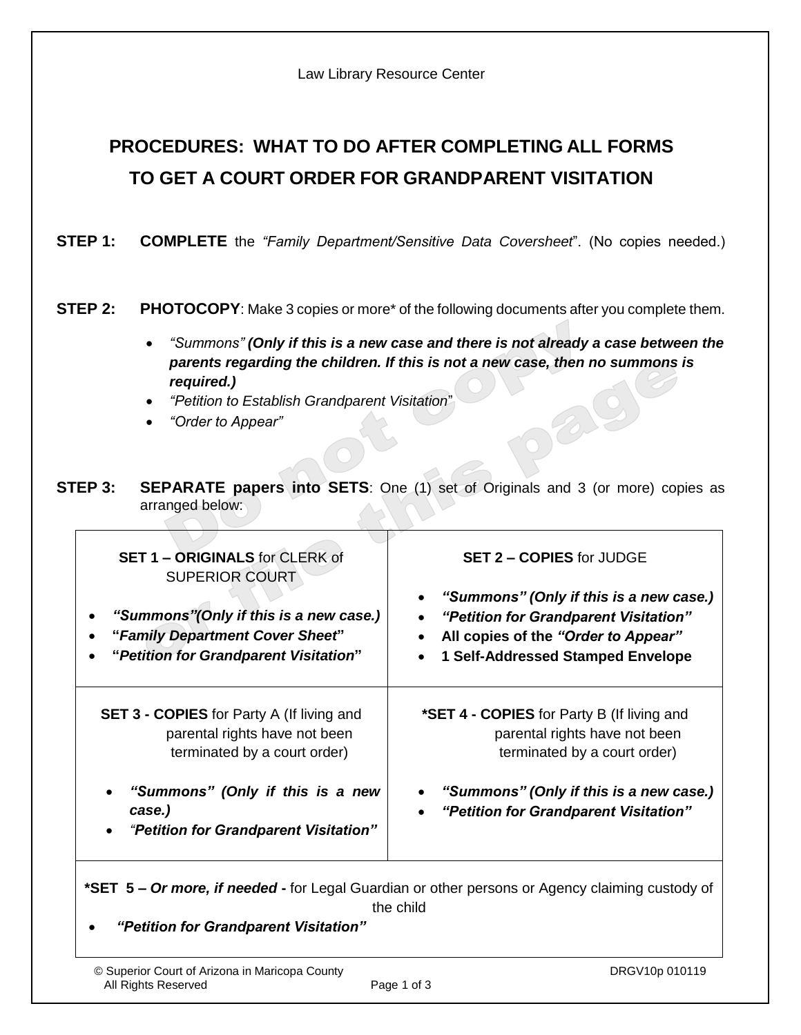Law Library Resource Center

# PROCEDURES: WHAT TO DO AFTER COMPLETING ALL FORMS TO GET A COURT ORDER FOR GRANDPARENT VISITATION

**STEP 1:** **COMPLETE** the *"Family Department/Sensitive Data Coversheet*". (No copies needed.)

**STEP 2:** **PHOTOCOPY**: Make 3 copies or more* of the following documents after you complete them.

- *"Summons"* ***(Only if this is a new case and there is not already a case between the parents regarding the children. If this is not a new case, then no summons is required.)***
- *"Petition to Establish Grandparent Visitation*"
- *"Order to Appear"*

**STEP 3:** **SEPARATE papers into SETS**: One (1) set of Originals and 3 (or more) copies as arranged below:

| **SET 1 – ORIGINALS** for CLERK of SUPERIOR COURT | **SET 2 – COPIES** for JUDGE |
|---|---|
| • ***"Summons"(Only if this is a new case.)***<br>• **"*Family Department Cover Sheet*"**<br>• **"*Petition for Grandparent Visitation*"** | • ***"Summons" (Only if this is a new case.)***<br>• ***"Petition for Grandparent Visitation"***<br>• **All copies of the *"Order to Appear"***<br>• **1 Self-Addressed Stamped Envelope** |
| **SET 3 - COPIES** for Party A (If living and parental rights have not been terminated by a court order) | ***SET 4 - COPIES** for Party B (If living and parental rights have not been terminated by a court order) |
| • ***"Summons" (Only if this is a new case.)***<br>• ***"Petition for Grandparent Visitation"*** | • ***"Summons" (Only if this is a new case.)***<br>• ***"Petition for Grandparent Visitation"*** |
| ***SET 5 – *Or more, if needed* -** for Legal Guardian or other persons or Agency claiming custody of the child<br>• ***"Petition for Grandparent Visitation"*** | |

© Superior Court of Arizona in Maricopa County
All Rights Reserved

DRGV10p 010119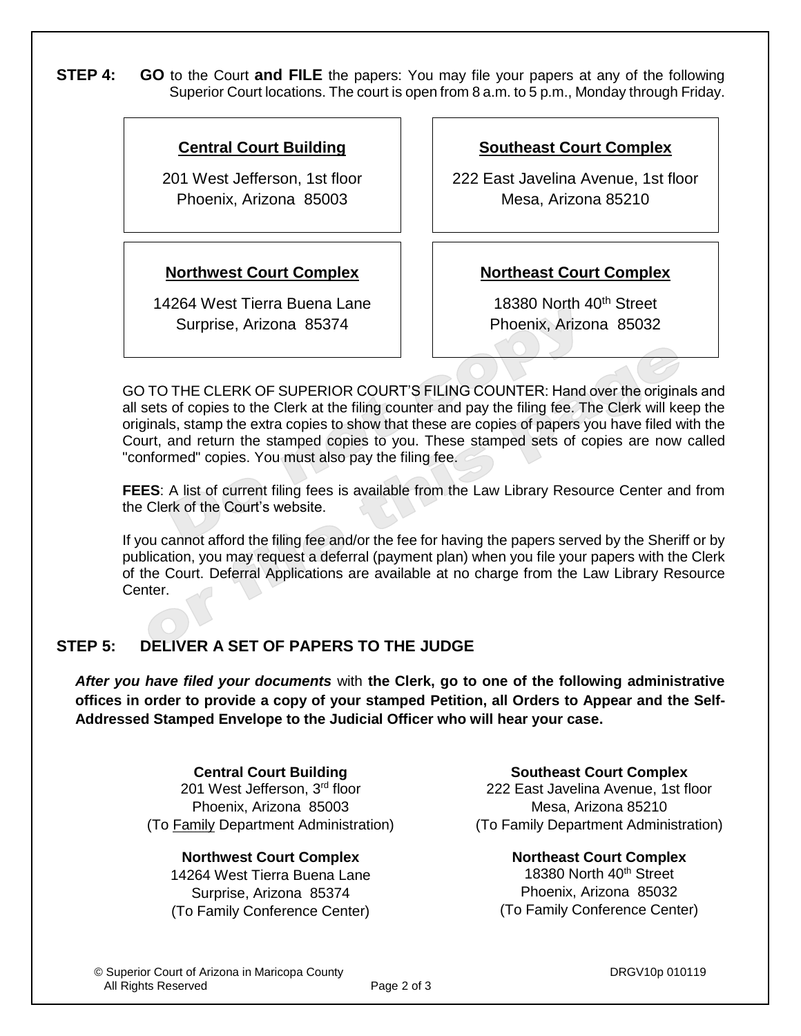**STEP 4:** **GO** to the Court **and FILE** the papers: You may file your papers at any of the following Superior Court locations. The court is open from 8 a.m. to 5 p.m., Monday through Friday.

| **Central Court Building** | **Southeast Court Complex** |
|---|---|
| 201 West Jefferson, 1st floor<br>Phoenix, Arizona 85003 | 222 East Javelina Avenue, 1st floor<br>Mesa, Arizona 85210 |
| **Northwest Court Complex** | **Northeast Court Complex** |
| 14264 West Tierra Buena Lane<br>Surprise, Arizona 85374 | 18380 North 40th Street<br>Phoenix, Arizona 85032 |

GO TO THE CLERK OF SUPERIOR COURT'S FILING COUNTER: Hand over the originals and all sets of copies to the Clerk at the filing counter and pay the filing fee. The Clerk will keep the originals, stamp the extra copies to show that these are copies of papers you have filed with the Court, and return the stamped copies to you. These stamped sets of copies are now called "conformed" copies. You must also pay the filing fee.

**FEES**: A list of current filing fees is available from the Law Library Resource Center and from the Clerk of the Court's website.

If you cannot afford the filing fee and/or the fee for having the papers served by the Sheriff or by publication, you may request a deferral (payment plan) when you file your papers with the Clerk of the Court. Deferral Applications are available at no charge from the Law Library Resource Center.

**STEP 5: DELIVER A SET OF PAPERS TO THE JUDGE**

***After you have filed your documents*** with **the Clerk, go to one of the following administrative offices in order to provide a copy of your stamped Petition, all Orders to Appear and the Self-Addressed Stamped Envelope to the Judicial Officer who will hear your case.**

**Central Court Building**
201 West Jefferson, 3rd floor
Phoenix, Arizona 85003
(To Family Department Administration)

**Southeast Court Complex**
222 East Javelina Avenue, 1st floor
Mesa, Arizona 85210
(To Family Department Administration)

**Northwest Court Complex**
14264 West Tierra Buena Lane
Surprise, Arizona 85374
(To Family Conference Center)

**Northeast Court Complex**
18380 North 40th Street
Phoenix, Arizona 85032
(To Family Conference Center)

© Superior Court of Arizona in Maricopa County
All Rights Reserved

DRGV10p 010119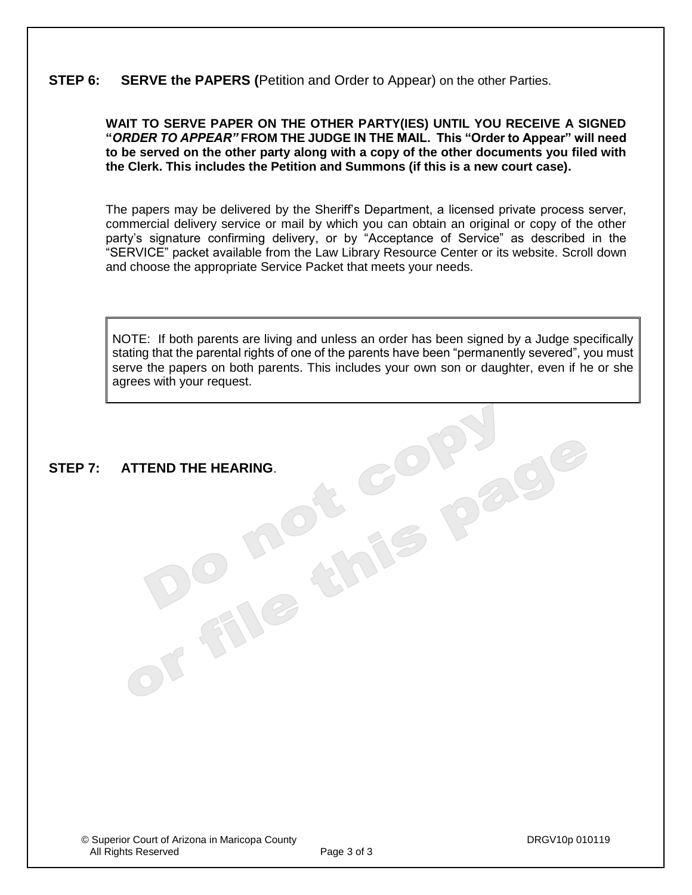**STEP 6: SERVE the PAPERS (**Petition and Order to Appear) on the other Parties.

**WAIT TO SERVE PAPER ON THE OTHER PARTY(IES) UNTIL YOU RECEIVE A SIGNED "*ORDER TO APPEAR"* FROM THE JUDGE IN THE MAIL. This "Order to Appear" will need to be served on the other party along with a copy of the other documents you filed with the Clerk. This includes the Petition and Summons (if this is a new court case).**

The papers may be delivered by the Sheriff's Department, a licensed private process server, commercial delivery service or mail by which you can obtain an original or copy of the other party's signature confirming delivery, or by "Acceptance of Service" as described in the "SERVICE" packet available from the Law Library Resource Center or its website. Scroll down and choose the appropriate Service Packet that meets your needs.

> NOTE: If both parents are living and unless an order has been signed by a Judge specifically stating that the parental rights of one of the parents have been "permanently severed", you must serve the papers on both parents. This includes your own son or daughter, even if he or she agrees with your request.

**STEP 7: ATTEND THE HEARING**.

Do not copy or file this page

© Superior Court of Arizona in Maricopa County
All Rights Reserved

DRGV10p 010119